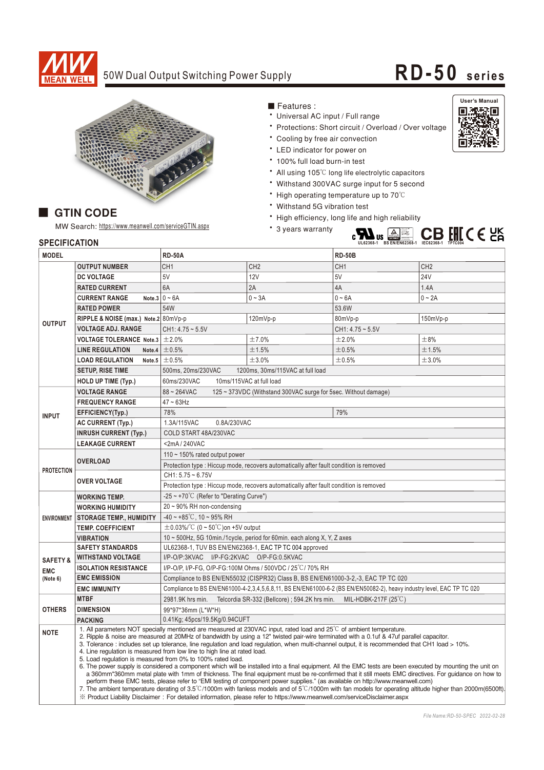# MEAN WELL 50W Dual Output Switching Power Supply

# RD-50 series

■ Features :

- Universal AC input / Full range
- Protections: Short circuit / Overload / Over voltage
- Cooling by free air convection
- LED indicator for power on
- 100% full load burn-in test
- All using 105℃ long life electrolytic capacitors
- Withstand 300VAC surge input for 5 second
- High operating temperature up to 70℃
- Withstand 5G vibration test
- High efficiency, long life and high reliability
- 3 years warranty

User's Manual

UL62368-1 BS EN/EN62368-1 IEC62368-1 TPTC004

## GTIN CODE

MW Search: https://www.meanwell.com/serviceGTIN.aspx

## SPECIFICATION

| MODEL | | RD-50A | | RD-50B | |
|---|---|---|---|---|---|
| OUTPUT | OUTPUT NUMBER | CH1 | CH2 | CH1 | CH2 |
| | DC VOLTAGE | 5V | 12V | 5V | 24V |
| | RATED CURRENT | 6A | 2A | 4A | 1.4A |
| | CURRENT RANGE Note.3 | 0 ~ 6A | 0 ~ 3A | 0 ~ 6A | 0 ~ 2A |
| | RATED POWER | 54W | | 53.6W | |
| | RIPPLE & NOISE (max.) Note.2 | 80mVp-p | 120mVp-p | 80mVp-p | 150mVp-p |
| | VOLTAGE ADJ. RANGE | CH1: 4.75 ~ 5.5V | | CH1: 4.75 ~ 5.5V | |
| | VOLTAGE TOLERANCE Note.3 | ±2.0% | ±7.0% | ±2.0% | ±8% |
| | LINE REGULATION Note.4 | ±0.5% | ±1.5% | ±0.5% | ±1.5% |
| | LOAD REGULATION Note.5 | ±0.5% | ±3.0% | ±0.5% | ±3.0% |
| | SETUP, RISE TIME | 500ms, 20ms/230VAC 1200ms, 30ms/115VAC at full load | | | |
| | HOLD UP TIME (Typ.) | 60ms/230VAC 10ms/115VAC at full load | | | |
| INPUT | VOLTAGE RANGE | 88 ~ 264VAC 125 ~ 373VDC (Withstand 300VAC surge for 5sec. Without damage) | | | |
| | FREQUENCY RANGE | 47 ~ 63Hz | | | |
| | EFFICIENCY(Typ.) | 78% | | 79% | |
| | AC CURRENT (Typ.) | 1.3A/115VAC 0.8A/230VAC | | | |
| | INRUSH CURRENT (Typ.) | COLD START 48A/230VAC | | | |
| | LEAKAGE CURRENT | <2mA / 240VAC | | | |
| PROTECTION | OVERLOAD | 110 ~ 150% rated output power | | | |
| | | Protection type : Hiccup mode, recovers automatically after fault condition is removed | | | |
| | OVER VOLTAGE | CH1: 5.75 ~ 6.75V | | | |
| | | Protection type : Hiccup mode, recovers automatically after fault condition is removed | | | |
| ENVIRONMENT | WORKING TEMP. | -25 ~ +70℃ (Refer to "Derating Curve") | | | |
| | WORKING HUMIDITY | 20 ~ 90% RH non-condensing | | | |
| | STORAGE TEMP., HUMIDITY | -40 ~ +85℃, 10 ~ 95% RH | | | |
| | TEMP. COEFFICIENT | ±0.03%/℃ (0 ~ 50℃)on +5V output | | | |
| | VIBRATION | 10 ~ 500Hz, 5G 10min./1cycle, period for 60min. each along X, Y, Z axes | | | |
| SAFETY & EMC (Note 6) | SAFETY STANDARDS | UL62368-1, TUV BS EN/EN62368-1, EAC TP TC 004 approved | | | |
| | WITHSTAND VOLTAGE | I/P-O/P:3KVAC I/P-FG:2KVAC O/P-FG:0.5KVAC | | | |
| | ISOLATION RESISTANCE | I/P-O/P, I/P-FG, O/P-FG:100M Ohms / 500VDC / 25℃/ 70% RH | | | |
| | EMC EMISSION | Compliance to BS EN/EN55032 (CISPR32) Class B, BS EN/EN61000-3-2,-3, EAC TP TC 020 | | | |
| | EMC IMMUNITY | Compliance to BS EN/EN61000-4-2,3,4,5,6,8,11, BS EN/EN61000-6-2 (BS EN/EN50082-2), heavy industry level, EAC TP TC 020 | | | |
| OTHERS | MTBF | 2981.9K hrs min. Telcordia SR-332 (Bellcore) ; 594.2K hrs min. MIL-HDBK-217F (25℃) | | | |
| | DIMENSION | 99*97*36mm (L*W*H) | | | |
| | PACKING | 0.41Kg; 45pcs/19.5Kg/0.94CUFT | | | |

**NOTE**

1. All parameters NOT specially mentioned are measured at 230VAC input, rated load and 25℃ of ambient temperature.
2. Ripple & noise are measured at 20MHz of bandwidth by using a 12" twisted pair-wire terminated with a 0.1uf & 47uf parallel capacitor.
3. Tolerance : includes set up tolerance, line regulation and load regulation, when multi-channel output, it is recommended that CH1 load > 10%.
4. Line regulation is measured from low line to high line at rated load.
5. Load regulation is measured from 0% to 100% rated load.
6. The power supply is considered a component which will be installed into a final equipment. All the EMC tests are been executed by mounting the unit on a 360mm*360mm metal plate with 1mm of thickness. The final equipment must be re-confirmed that it still meets EMC directives. For guidance on how to perform these EMC tests, please refer to "EMI testing of component power supplies." (as available on http://www.meanwell.com)
7. The ambient temperature derating of 3.5℃/1000m with fanless models and of 5℃/1000m with fan models for operating altitude higher than 2000m(6500ft).

※ Product Liability Disclaimer : For detailed information, please refer to https://www.meanwell.com/serviceDisclaimer.aspx

*File Name:RD-50-SPEC 2022-02-28*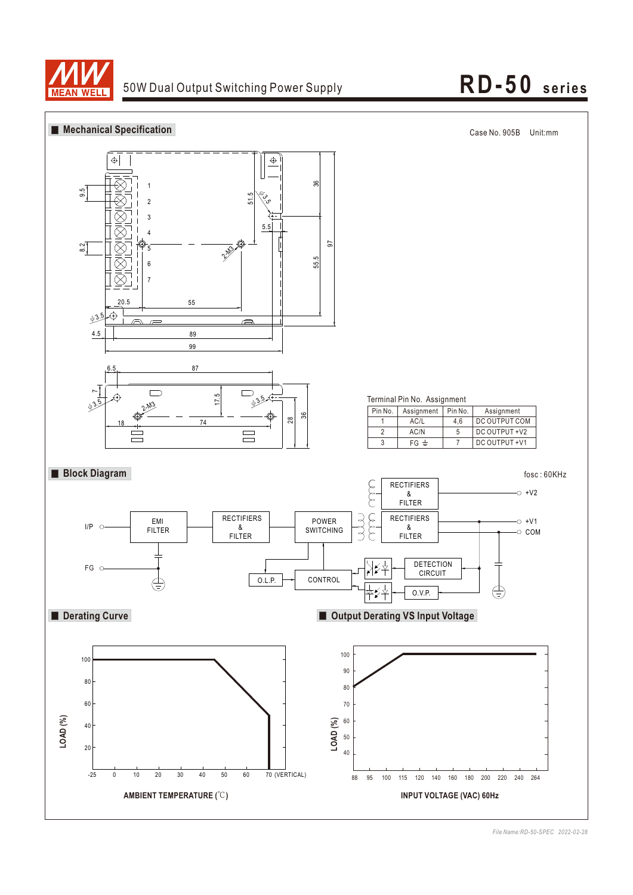## Mechanical Specification

Case No. 905B Unit:mm

1
2
3
4
5
6
7

9.5
8.2
51.5
ϕ3.5
5.5
2-M3
36
55.5
97
20.5
55
ϕ3.5
4.5
89
99

6.5
87
7
ϕ3.5
2-M3
17.5
ϕ3.5
18
74
28
36

Terminal Pin No. Assignment

| Pin No. | Assignment | Pin No. | Assignment |
|---|---|---|---|
| 1 | AC/L | 4,6 | DC OUTPUT COM |
| 2 | AC/N | 5 | DC OUTPUT +V2 |
| 3 | FG ⏚ | 7 | DC OUTPUT +V1 |

## Block Diagram

fosc : 60KHz

I/P
FG
EMI FILTER
RECTIFIERS & FILTER
POWER SWITCHING
RECTIFIERS & FILTER
RECTIFIERS & FILTER
+V2
+V1
COM
O.L.P.
CONTROL
DETECTION CIRCUIT
O.V.P.

## Derating Curve

LOAD (%)
100
80
60
40
20
-25 0 10 20 30 40 50 60 70 (VERTICAL)
AMBIENT TEMPERATURE (℃)

## Output Derating VS Input Voltage

LOAD (%)
100
90
80
70
60
50
40
88 95 100 115 120 140 160 180 200 220 240 264
INPUT VOLTAGE (VAC) 60Hz

*File Name:RD-50-SPEC 2022-02-28*